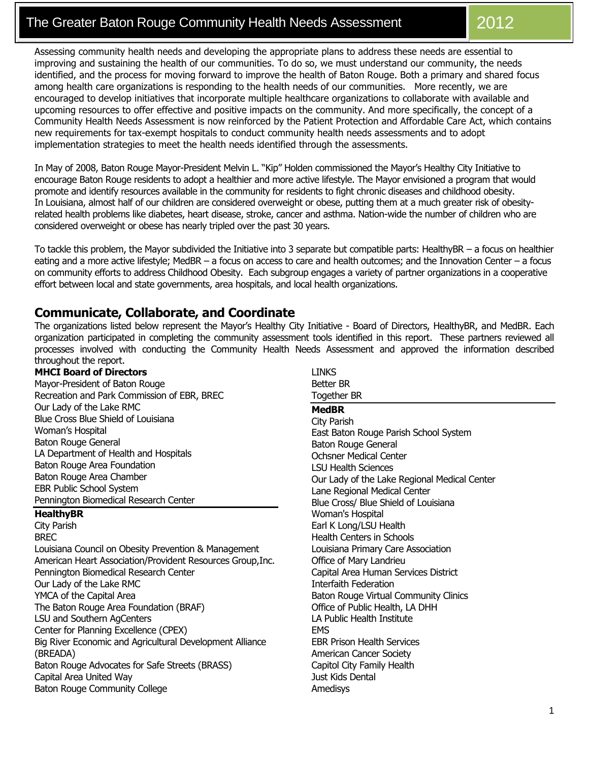# The Greater Baton Rouge Community Health Needs Assessment 2012

Assessing community health needs and developing the appropriate plans to address these needs are essential to improving and sustaining the health of our communities. To do so, we must understand our community, the needs identified, and the process for moving forward to improve the health of Baton Rouge. Both a primary and shared focus among health care organizations is responding to the health needs of our communities. More recently, we are encouraged to develop initiatives that incorporate multiple healthcare organizations to collaborate with available and upcoming resources to offer effective and positive impacts on the community. And more specifically, the concept of a Community Health Needs Assessment is now reinforced by the Patient Protection and Affordable Care Act, which contains new requirements for tax-exempt hospitals to conduct community health needs assessments and to adopt implementation strategies to meet the health needs identified through the assessments.

In May of 2008, Baton Rouge Mayor-President Melvin L. "Kip" Holden commissioned the Mayor's Healthy City Initiative to encourage Baton Rouge residents to adopt a healthier and more active lifestyle. The Mayor envisioned a program that would promote and identify resources available in the community for residents to fight chronic diseases and childhood obesity. In Louisiana, almost half of our children are considered overweight or obese, putting them at a much greater risk of obesity-related health problems like diabetes, heart disease, stroke, cancer and asthma. Nation-wide the number of children who are considered overweight or obese has nearly tripled over the past 30 years.

To tackle this problem, the Mayor subdivided the Initiative into 3 separate but compatible parts: HealthyBR – a focus on healthier eating and a more active lifestyle; MedBR – a focus on access to care and health outcomes; and the Innovation Center – a focus on community efforts to address Childhood Obesity. Each subgroup engages a variety of partner organizations in a cooperative effort between local and state governments, area hospitals, and local health organizations.

## Communicate, Collaborate, and Coordinate

The organizations listed below represent the Mayor's Healthy City Initiative - Board of Directors, HealthyBR, and MedBR. Each organization participated in completing the community assessment tools identified in this report. These partners reviewed all processes involved with conducting the Community Health Needs Assessment and approved the information described throughout the report.

**MHCI Board of Directors**

Mayor-President of Baton Rouge
Recreation and Park Commission of EBR, BREC
Our Lady of the Lake RMC
Blue Cross Blue Shield of Louisiana
Woman's Hospital
Baton Rouge General
LA Department of Health and Hospitals
Baton Rouge Area Foundation
Baton Rouge Area Chamber
EBR Public School System
Pennington Biomedical Research Center

**HealthyBR**

City Parish
BREC
Louisiana Council on Obesity Prevention & Management
American Heart Association/Provident Resources Group,Inc.
Pennington Biomedical Research Center
Our Lady of the Lake RMC
YMCA of the Capital Area
The Baton Rouge Area Foundation (BRAF)
LSU and Southern AgCenters
Center for Planning Excellence (CPEX)
Big River Economic and Agricultural Development Alliance (BREADA)
Baton Rouge Advocates for Safe Streets (BRASS)
Capital Area United Way
Baton Rouge Community College
LINKS
Better BR
Together BR

**MedBR**

City Parish
East Baton Rouge Parish School System
Baton Rouge General
Ochsner Medical Center
LSU Health Sciences
Our Lady of the Lake Regional Medical Center
Lane Regional Medical Center
Blue Cross/ Blue Shield of Louisiana
Woman's Hospital
Earl K Long/LSU Health
Health Centers in Schools
Louisiana Primary Care Association
Office of Mary Landrieu
Capital Area Human Services District
Interfaith Federation
Baton Rouge Virtual Community Clinics
Office of Public Health, LA DHH
LA Public Health Institute
EMS
EBR Prison Health Services
American Cancer Society
Capitol City Family Health
Just Kids Dental
Amedisys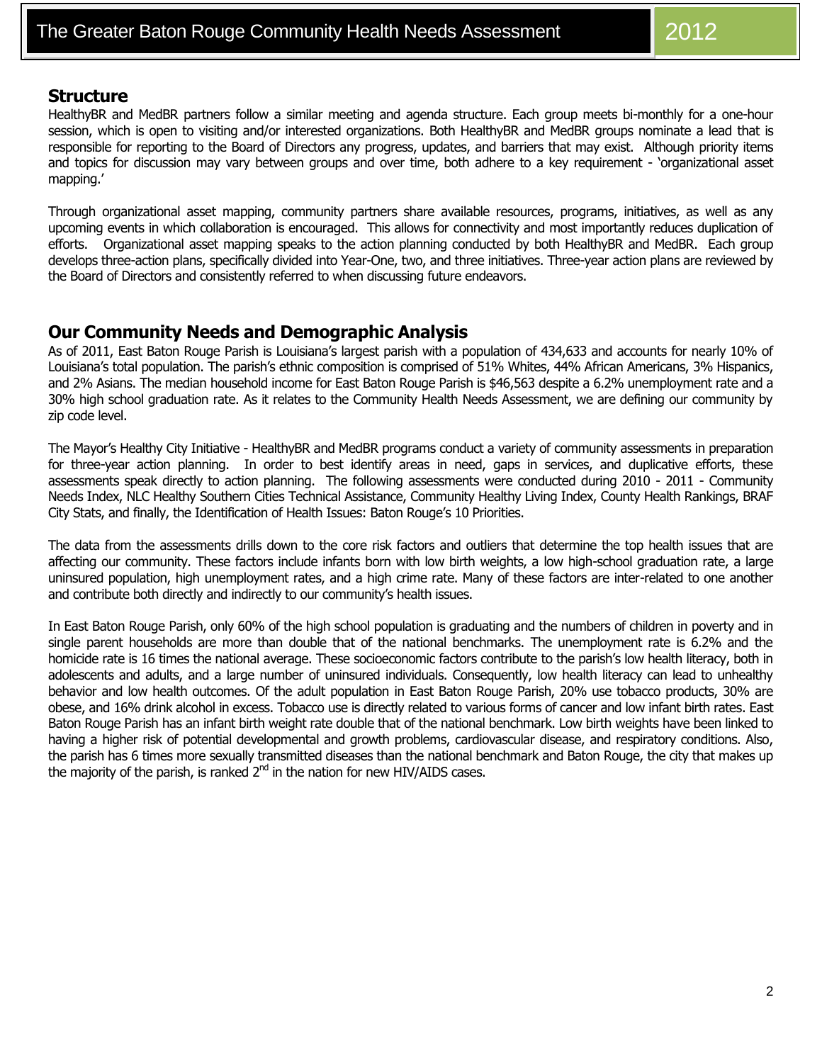## Structure

HealthyBR and MedBR partners follow a similar meeting and agenda structure. Each group meets bi-monthly for a one-hour session, which is open to visiting and/or interested organizations. Both HealthyBR and MedBR groups nominate a lead that is responsible for reporting to the Board of Directors any progress, updates, and barriers that may exist. Although priority items and topics for discussion may vary between groups and over time, both adhere to a key requirement - 'organizational asset mapping.'

Through organizational asset mapping, community partners share available resources, programs, initiatives, as well as any upcoming events in which collaboration is encouraged. This allows for connectivity and most importantly reduces duplication of efforts. Organizational asset mapping speaks to the action planning conducted by both HealthyBR and MedBR. Each group develops three-action plans, specifically divided into Year-One, two, and three initiatives. Three-year action plans are reviewed by the Board of Directors and consistently referred to when discussing future endeavors.

## Our Community Needs and Demographic Analysis

As of 2011, East Baton Rouge Parish is Louisiana's largest parish with a population of 434,633 and accounts for nearly 10% of Louisiana's total population. The parish's ethnic composition is comprised of 51% Whites, 44% African Americans, 3% Hispanics, and 2% Asians. The median household income for East Baton Rouge Parish is $46,563 despite a 6.2% unemployment rate and a 30% high school graduation rate. As it relates to the Community Health Needs Assessment, we are defining our community by zip code level.

The Mayor's Healthy City Initiative - HealthyBR and MedBR programs conduct a variety of community assessments in preparation for three-year action planning. In order to best identify areas in need, gaps in services, and duplicative efforts, these assessments speak directly to action planning. The following assessments were conducted during 2010 - 2011 - Community Needs Index, NLC Healthy Southern Cities Technical Assistance, Community Healthy Living Index, County Health Rankings, BRAF City Stats, and finally, the Identification of Health Issues: Baton Rouge's 10 Priorities.

The data from the assessments drills down to the core risk factors and outliers that determine the top health issues that are affecting our community. These factors include infants born with low birth weights, a low high-school graduation rate, a large uninsured population, high unemployment rates, and a high crime rate. Many of these factors are inter-related to one another and contribute both directly and indirectly to our community's health issues.

In East Baton Rouge Parish, only 60% of the high school population is graduating and the numbers of children in poverty and in single parent households are more than double that of the national benchmarks. The unemployment rate is 6.2% and the homicide rate is 16 times the national average. These socioeconomic factors contribute to the parish's low health literacy, both in adolescents and adults, and a large number of uninsured individuals. Consequently, low health literacy can lead to unhealthy behavior and low health outcomes. Of the adult population in East Baton Rouge Parish, 20% use tobacco products, 30% are obese, and 16% drink alcohol in excess. Tobacco use is directly related to various forms of cancer and low infant birth rates. East Baton Rouge Parish has an infant birth weight rate double that of the national benchmark. Low birth weights have been linked to having a higher risk of potential developmental and growth problems, cardiovascular disease, and respiratory conditions. Also, the parish has 6 times more sexually transmitted diseases than the national benchmark and Baton Rouge, the city that makes up the majority of the parish, is ranked 2nd in the nation for new HIV/AIDS cases.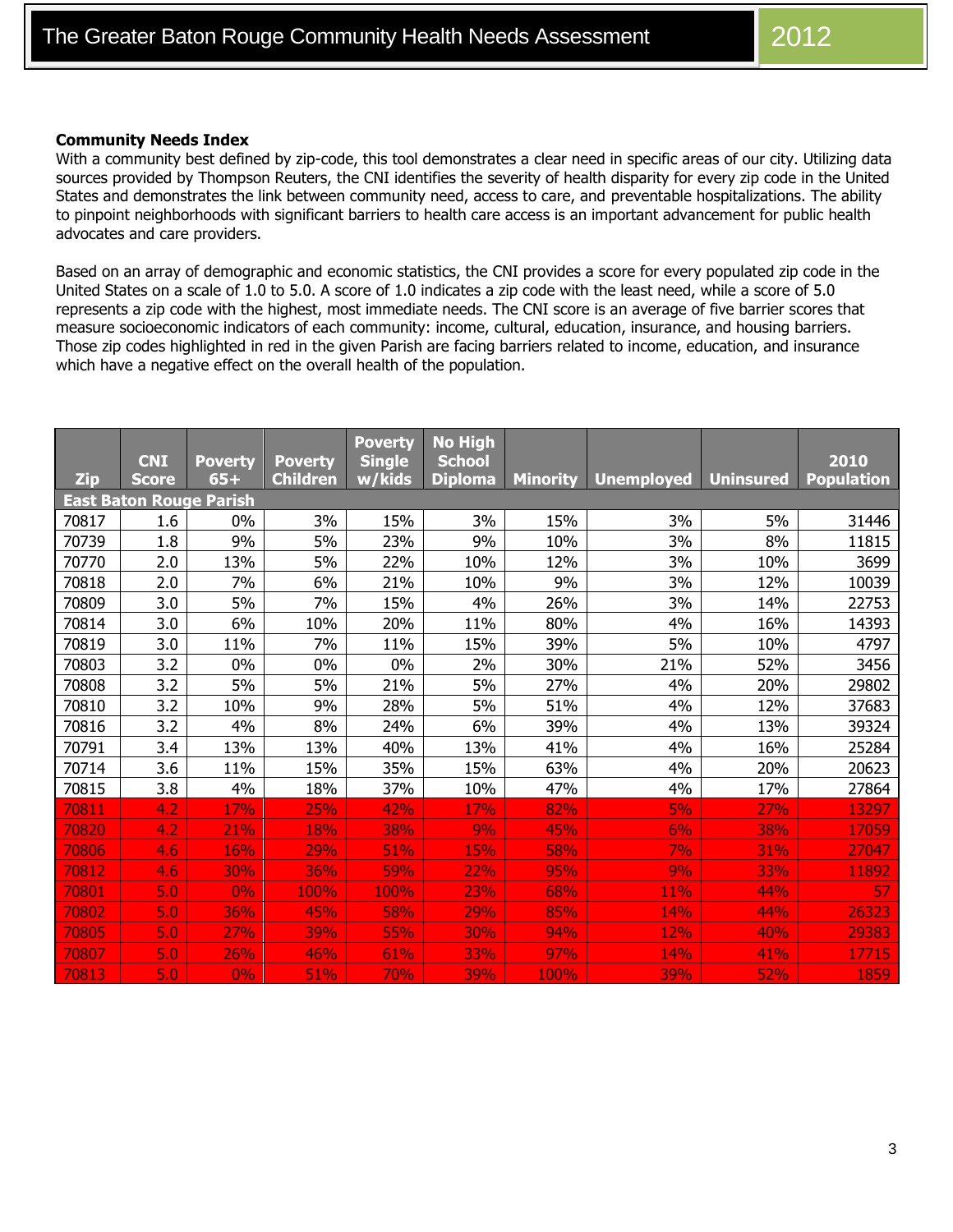**Community Needs Index**

With a community best defined by zip-code, this tool demonstrates a clear need in specific areas of our city. Utilizing data sources provided by Thompson Reuters, the CNI identifies the severity of health disparity for every zip code in the United States and demonstrates the link between community need, access to care, and preventable hospitalizations. The ability to pinpoint neighborhoods with significant barriers to health care access is an important advancement for public health advocates and care providers.

Based on an array of demographic and economic statistics, the CNI provides a score for every populated zip code in the United States on a scale of 1.0 to 5.0. A score of 1.0 indicates a zip code with the least need, while a score of 5.0 represents a zip code with the highest, most immediate needs. The CNI score is an average of five barrier scores that measure socioeconomic indicators of each community: income, cultural, education, insurance, and housing barriers. Those zip codes highlighted in red in the given Parish are facing barriers related to income, education, and insurance which have a negative effect on the overall health of the population.

| Zip | CNI Score | Poverty 65+ | Poverty Children | Poverty Single w/kids | No High School Diploma | Minority | Unemployed | Uninsured | 2010 Population |
|---|---|---|---|---|---|---|---|---|---|
| **East Baton Rouge Parish** | | | | | | | | | |
| 70817 | 1.6 | 0% | 3% | 15% | 3% | 15% | 3% | 5% | 31446 |
| 70739 | 1.8 | 9% | 5% | 23% | 9% | 10% | 3% | 8% | 11815 |
| 70770 | 2.0 | 13% | 5% | 22% | 10% | 12% | 3% | 10% | 3699 |
| 70818 | 2.0 | 7% | 6% | 21% | 10% | 9% | 3% | 12% | 10039 |
| 70809 | 3.0 | 5% | 7% | 15% | 4% | 26% | 3% | 14% | 22753 |
| 70814 | 3.0 | 6% | 10% | 20% | 11% | 80% | 4% | 16% | 14393 |
| 70819 | 3.0 | 11% | 7% | 11% | 15% | 39% | 5% | 10% | 4797 |
| 70803 | 3.2 | 0% | 0% | 0% | 2% | 30% | 21% | 52% | 3456 |
| 70808 | 3.2 | 5% | 5% | 21% | 5% | 27% | 4% | 20% | 29802 |
| 70810 | 3.2 | 10% | 9% | 28% | 5% | 51% | 4% | 12% | 37683 |
| 70816 | 3.2 | 4% | 8% | 24% | 6% | 39% | 4% | 13% | 39324 |
| 70791 | 3.4 | 13% | 13% | 40% | 13% | 41% | 4% | 16% | 25284 |
| 70714 | 3.6 | 11% | 15% | 35% | 15% | 63% | 4% | 20% | 20623 |
| 70815 | 3.8 | 4% | 18% | 37% | 10% | 47% | 4% | 17% | 27864 |
| 70811 | 4.2 | 17% | 25% | 42% | 17% | 82% | 5% | 27% | 13297 |
| 70820 | 4.2 | 21% | 18% | 38% | 9% | 45% | 6% | 38% | 17059 |
| 70806 | 4.6 | 16% | 29% | 51% | 15% | 58% | 7% | 31% | 27047 |
| 70812 | 4.6 | 30% | 36% | 59% | 22% | 95% | 9% | 33% | 11892 |
| 70801 | 5.0 | 0% | 100% | 100% | 23% | 68% | 11% | 44% | 57 |
| 70802 | 5.0 | 36% | 45% | 58% | 29% | 85% | 14% | 44% | 26323 |
| 70805 | 5.0 | 27% | 39% | 55% | 30% | 94% | 12% | 40% | 29383 |
| 70807 | 5.0 | 26% | 46% | 61% | 33% | 97% | 14% | 41% | 17715 |
| 70813 | 5.0 | 0% | 51% | 70% | 39% | 100% | 39% | 52% | 1859 |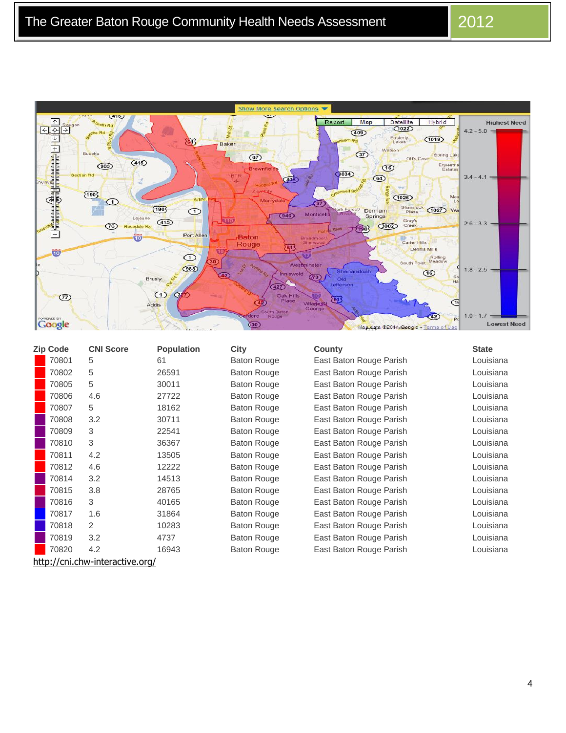| Zip Code | CNI Score | Population | City | County | State |
|---|---|---|---|---|---|
| 70801 | 5 | 61 | Baton Rouge | East Baton Rouge Parish | Louisiana |
| 70802 | 5 | 26591 | Baton Rouge | East Baton Rouge Parish | Louisiana |
| 70805 | 5 | 30011 | Baton Rouge | East Baton Rouge Parish | Louisiana |
| 70806 | 4.6 | 27722 | Baton Rouge | East Baton Rouge Parish | Louisiana |
| 70807 | 5 | 18162 | Baton Rouge | East Baton Rouge Parish | Louisiana |
| 70808 | 3.2 | 30711 | Baton Rouge | East Baton Rouge Parish | Louisiana |
| 70809 | 3 | 22541 | Baton Rouge | East Baton Rouge Parish | Louisiana |
| 70810 | 3 | 36367 | Baton Rouge | East Baton Rouge Parish | Louisiana |
| 70811 | 4.2 | 13505 | Baton Rouge | East Baton Rouge Parish | Louisiana |
| 70812 | 4.6 | 12222 | Baton Rouge | East Baton Rouge Parish | Louisiana |
| 70814 | 3.2 | 14513 | Baton Rouge | East Baton Rouge Parish | Louisiana |
| 70815 | 3.8 | 28765 | Baton Rouge | East Baton Rouge Parish | Louisiana |
| 70816 | 3 | 40165 | Baton Rouge | East Baton Rouge Parish | Louisiana |
| 70817 | 1.6 | 31864 | Baton Rouge | East Baton Rouge Parish | Louisiana |
| 70818 | 2 | 10283 | Baton Rouge | East Baton Rouge Parish | Louisiana |
| 70819 | 3.2 | 4737 | Baton Rouge | East Baton Rouge Parish | Louisiana |
| 70820 | 4.2 | 16943 | Baton Rouge | East Baton Rouge Parish | Louisiana |

http://cni.chw-interactive.org/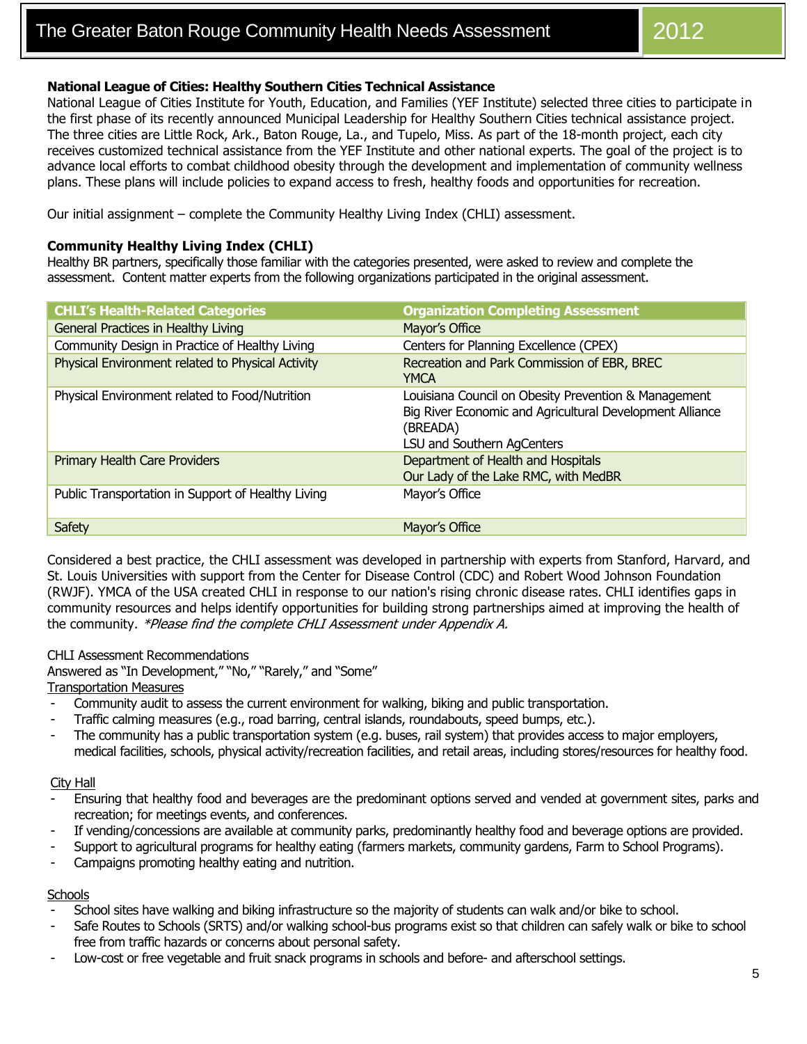### National League of Cities: Healthy Southern Cities Technical Assistance

National League of Cities Institute for Youth, Education, and Families (YEF Institute) selected three cities to participate in the first phase of its recently announced Municipal Leadership for Healthy Southern Cities technical assistance project. The three cities are Little Rock, Ark., Baton Rouge, La., and Tupelo, Miss. As part of the 18-month project, each city receives customized technical assistance from the YEF Institute and other national experts. The goal of the project is to advance local efforts to combat childhood obesity through the development and implementation of community wellness plans. These plans will include policies to expand access to fresh, healthy foods and opportunities for recreation.

Our initial assignment – complete the Community Healthy Living Index (CHLI) assessment.

### Community Healthy Living Index (CHLI)

Healthy BR partners, specifically those familiar with the categories presented, were asked to review and complete the assessment. Content matter experts from the following organizations participated in the original assessment.

| CHLI's Health-Related Categories | Organization Completing Assessment |
|---|---|
| General Practices in Healthy Living | Mayor's Office |
| Community Design in Practice of Healthy Living | Centers for Planning Excellence (CPEX) |
| Physical Environment related to Physical Activity | Recreation and Park Commission of EBR, BREC<br>YMCA |
| Physical Environment related to Food/Nutrition | Louisiana Council on Obesity Prevention & Management<br>Big River Economic and Agricultural Development Alliance (BREADA)<br>LSU and Southern AgCenters |
| Primary Health Care Providers | Department of Health and Hospitals<br>Our Lady of the Lake RMC, with MedBR |
| Public Transportation in Support of Healthy Living | Mayor's Office |
| Safety | Mayor's Office |

Considered a best practice, the CHLI assessment was developed in partnership with experts from Stanford, Harvard, and St. Louis Universities with support from the Center for Disease Control (CDC) and Robert Wood Johnson Foundation (RWJF). YMCA of the USA created CHLI in response to our nation's rising chronic disease rates. CHLI identifies gaps in community resources and helps identify opportunities for building strong partnerships aimed at improving the health of the community. *\*Please find the complete CHLI Assessment under Appendix A.*

CHLI Assessment Recommendations

Answered as "In Development," "No," "Rarely," and "Some"

<u>Transportation Measures</u>

- Community audit to assess the current environment for walking, biking and public transportation.
- Traffic calming measures (e.g., road barring, central islands, roundabouts, speed bumps, etc.).
- The community has a public transportation system (e.g. buses, rail system) that provides access to major employers, medical facilities, schools, physical activity/recreation facilities, and retail areas, including stores/resources for healthy food.

<u>City Hall</u>

- Ensuring that healthy food and beverages are the predominant options served and vended at government sites, parks and recreation; for meetings events, and conferences.
- If vending/concessions are available at community parks, predominantly healthy food and beverage options are provided.
- Support to agricultural programs for healthy eating (farmers markets, community gardens, Farm to School Programs).
- Campaigns promoting healthy eating and nutrition.

<u>Schools</u>

- School sites have walking and biking infrastructure so the majority of students can walk and/or bike to school.
- Safe Routes to Schools (SRTS) and/or walking school-bus programs exist so that children can safely walk or bike to school free from traffic hazards or concerns about personal safety.
- Low-cost or free vegetable and fruit snack programs in schools and before- and afterschool settings.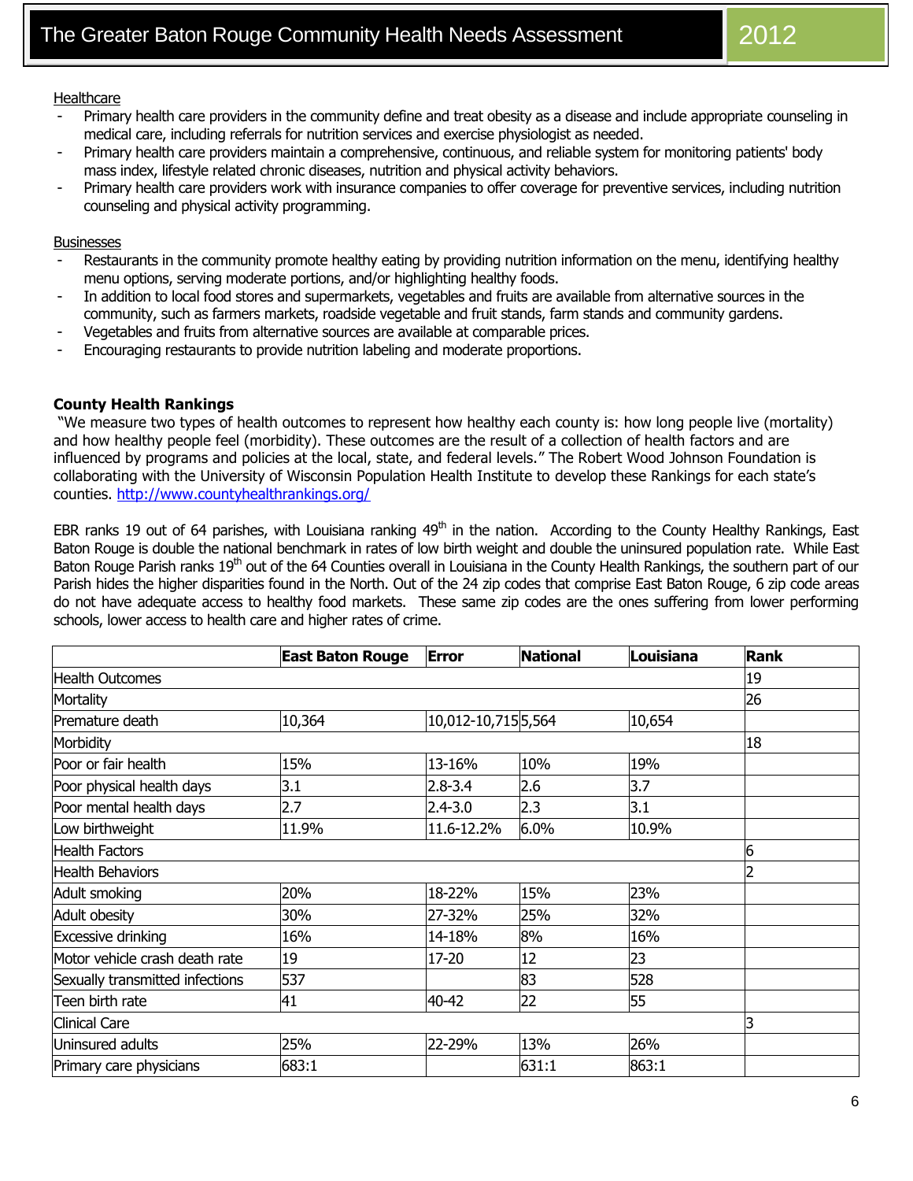Healthcare

- Primary health care providers in the community define and treat obesity as a disease and include appropriate counseling in medical care, including referrals for nutrition services and exercise physiologist as needed.
- Primary health care providers maintain a comprehensive, continuous, and reliable system for monitoring patients' body mass index, lifestyle related chronic diseases, nutrition and physical activity behaviors.
- Primary health care providers work with insurance companies to offer coverage for preventive services, including nutrition counseling and physical activity programming.

Businesses

- Restaurants in the community promote healthy eating by providing nutrition information on the menu, identifying healthy menu options, serving moderate portions, and/or highlighting healthy foods.
- In addition to local food stores and supermarkets, vegetables and fruits are available from alternative sources in the community, such as farmers markets, roadside vegetable and fruit stands, farm stands and community gardens.
- Vegetables and fruits from alternative sources are available at comparable prices.
- Encouraging restaurants to provide nutrition labeling and moderate proportions.

**County Health Rankings**

"We measure two types of health outcomes to represent how healthy each county is: how long people live (mortality) and how healthy people feel (morbidity). These outcomes are the result of a collection of health factors and are influenced by programs and policies at the local, state, and federal levels." The Robert Wood Johnson Foundation is collaborating with the University of Wisconsin Population Health Institute to develop these Rankings for each state's counties. http://www.countyhealthrankings.org/

EBR ranks 19 out of 64 parishes, with Louisiana ranking 49th in the nation. According to the County Healthy Rankings, East Baton Rouge is double the national benchmark in rates of low birth weight and double the uninsured population rate. While East Baton Rouge Parish ranks 19th out of the 64 Counties overall in Louisiana in the County Health Rankings, the southern part of our Parish hides the higher disparities found in the North. Out of the 24 zip codes that comprise East Baton Rouge, 6 zip code areas do not have adequate access to healthy food markets. These same zip codes are the ones suffering from lower performing schools, lower access to health care and higher rates of crime.

| | East Baton Rouge | Error | National | Louisiana | Rank |
|---|---|---|---|---|---|
| Health Outcomes | | | | | 19 |
| Mortality | | | | | 26 |
| Premature death | 10,364 | 10,012-10,715 | 5,564 | 10,654 | |
| Morbidity | | | | | 18 |
| Poor or fair health | 15% | 13-16% | 10% | 19% | |
| Poor physical health days | 3.1 | 2.8-3.4 | 2.6 | 3.7 | |
| Poor mental health days | 2.7 | 2.4-3.0 | 2.3 | 3.1 | |
| Low birthweight | 11.9% | 11.6-12.2% | 6.0% | 10.9% | |
| Health Factors | | | | | 6 |
| Health Behaviors | | | | | 2 |
| Adult smoking | 20% | 18-22% | 15% | 23% | |
| Adult obesity | 30% | 27-32% | 25% | 32% | |
| Excessive drinking | 16% | 14-18% | 8% | 16% | |
| Motor vehicle crash death rate | 19 | 17-20 | 12 | 23 | |
| Sexually transmitted infections | 537 | | 83 | 528 | |
| Teen birth rate | 41 | 40-42 | 22 | 55 | |
| Clinical Care | | | | | 3 |
| Uninsured adults | 25% | 22-29% | 13% | 26% | |
| Primary care physicians | 683:1 | | 631:1 | 863:1 | |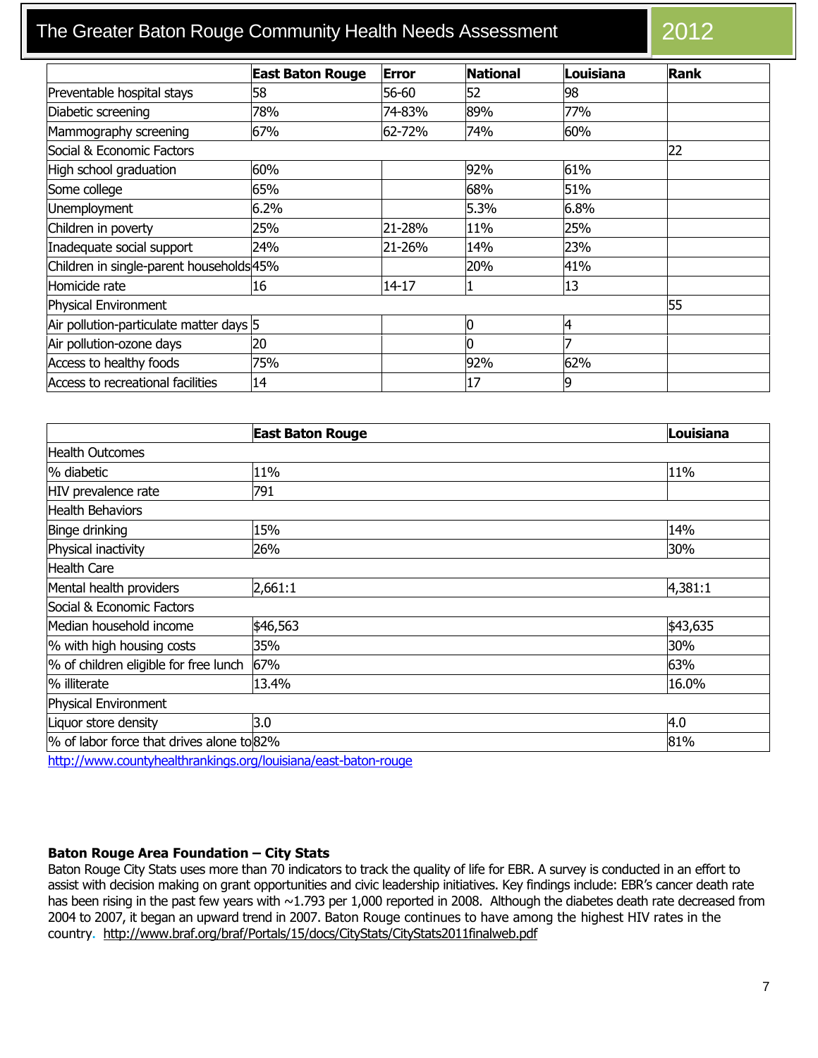| | East Baton Rouge | Error | National | Louisiana | Rank |
|---|---|---|---|---|---|
| Preventable hospital stays | 58 | 56-60 | 52 | 98 | |
| Diabetic screening | 78% | 74-83% | 89% | 77% | |
| Mammography screening | 67% | 62-72% | 74% | 60% | |
| Social & Economic Factors | | | | | 22 |
| High school graduation | 60% | | 92% | 61% | |
| Some college | 65% | | 68% | 51% | |
| Unemployment | 6.2% | | 5.3% | 6.8% | |
| Children in poverty | 25% | 21-28% | 11% | 25% | |
| Inadequate social support | 24% | 21-26% | 14% | 23% | |
| Children in single-parent households | 45% | | 20% | 41% | |
| Homicide rate | 16 | 14-17 | 1 | 13 | |
| Physical Environment | | | | | 55 |
| Air pollution-particulate matter days | 5 | | 0 | 4 | |
| Air pollution-ozone days | 20 | | 0 | 7 | |
| Access to healthy foods | 75% | | 92% | 62% | |
| Access to recreational facilities | 14 | | 17 | 9 | |

| | East Baton Rouge | Louisiana |
|---|---|---|
| Health Outcomes | | |
| % diabetic | 11% | 11% |
| HIV prevalence rate | 791 | |
| Health Behaviors | | |
| Binge drinking | 15% | 14% |
| Physical inactivity | 26% | 30% |
| Health Care | | |
| Mental health providers | 2,661:1 | 4,381:1 |
| Social & Economic Factors | | |
| Median household income | $46,563 | $43,635 |
| % with high housing costs | 35% | 30% |
| % of children eligible for free lunch | 67% | 63% |
| % illiterate | 13.4% | 16.0% |
| Physical Environment | | |
| Liquor store density | 3.0 | 4.0 |
| % of labor force that drives alone to | 82% | 81% |

http://www.countyhealthrankings.org/louisiana/east-baton-rouge

**Baton Rouge Area Foundation – City Stats**

Baton Rouge City Stats uses more than 70 indicators to track the quality of life for EBR. A survey is conducted in an effort to assist with decision making on grant opportunities and civic leadership initiatives. Key findings include: EBR's cancer death rate has been rising in the past few years with ~1.793 per 1,000 reported in 2008. Although the diabetes death rate decreased from 2004 to 2007, it began an upward trend in 2007. Baton Rouge continues to have among the highest HIV rates in the country. http://www.braf.org/braf/Portals/15/docs/CityStats/CityStats2011finalweb.pdf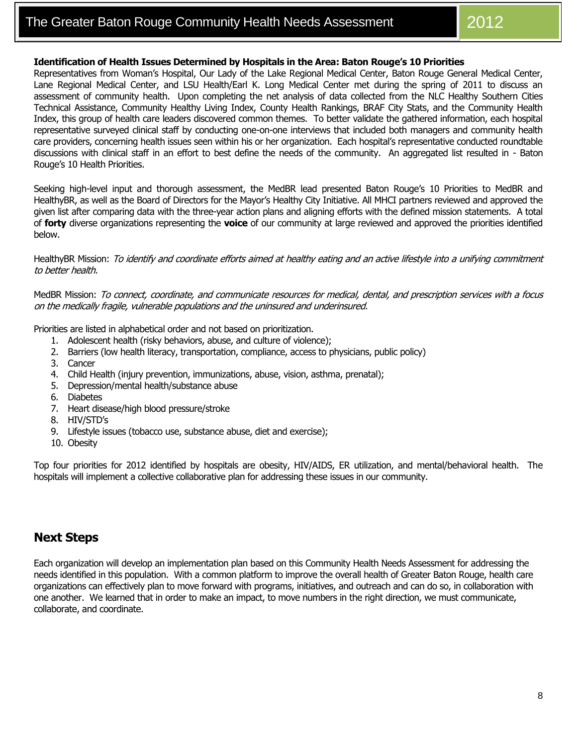**Identification of Health Issues Determined by Hospitals in the Area: Baton Rouge's 10 Priorities**

Representatives from Woman's Hospital, Our Lady of the Lake Regional Medical Center, Baton Rouge General Medical Center, Lane Regional Medical Center, and LSU Health/Earl K. Long Medical Center met during the spring of 2011 to discuss an assessment of community health. Upon completing the net analysis of data collected from the NLC Healthy Southern Cities Technical Assistance, Community Healthy Living Index, County Health Rankings, BRAF City Stats, and the Community Health Index, this group of health care leaders discovered common themes. To better validate the gathered information, each hospital representative surveyed clinical staff by conducting one-on-one interviews that included both managers and community health care providers, concerning health issues seen within his or her organization. Each hospital's representative conducted roundtable discussions with clinical staff in an effort to best define the needs of the community. An aggregated list resulted in - Baton Rouge's 10 Health Priorities.

Seeking high-level input and thorough assessment, the MedBR lead presented Baton Rouge's 10 Priorities to MedBR and HealthyBR, as well as the Board of Directors for the Mayor's Healthy City Initiative. All MHCI partners reviewed and approved the given list after comparing data with the three-year action plans and aligning efforts with the defined mission statements. A total of **forty** diverse organizations representing the **voice** of our community at large reviewed and approved the priorities identified below.

HealthyBR Mission: *To identify and coordinate efforts aimed at healthy eating and an active lifestyle into a unifying commitment to better health.*

MedBR Mission: *To connect, coordinate, and communicate resources for medical, dental, and prescription services with a focus on the medically fragile, vulnerable populations and the uninsured and underinsured.*

Priorities are listed in alphabetical order and not based on prioritization.

1. Adolescent health (risky behaviors, abuse, and culture of violence);
2. Barriers (low health literacy, transportation, compliance, access to physicians, public policy)
3. Cancer
4. Child Health (injury prevention, immunizations, abuse, vision, asthma, prenatal);
5. Depression/mental health/substance abuse
6. Diabetes
7. Heart disease/high blood pressure/stroke
8. HIV/STD's
9. Lifestyle issues (tobacco use, substance abuse, diet and exercise);
10. Obesity

Top four priorities for 2012 identified by hospitals are obesity, HIV/AIDS, ER utilization, and mental/behavioral health. The hospitals will implement a collective collaborative plan for addressing these issues in our community.

## Next Steps

Each organization will develop an implementation plan based on this Community Health Needs Assessment for addressing the needs identified in this population. With a common platform to improve the overall health of Greater Baton Rouge, health care organizations can effectively plan to move forward with programs, initiatives, and outreach and can do so, in collaboration with one another. We learned that in order to make an impact, to move numbers in the right direction, we must communicate, collaborate, and coordinate.